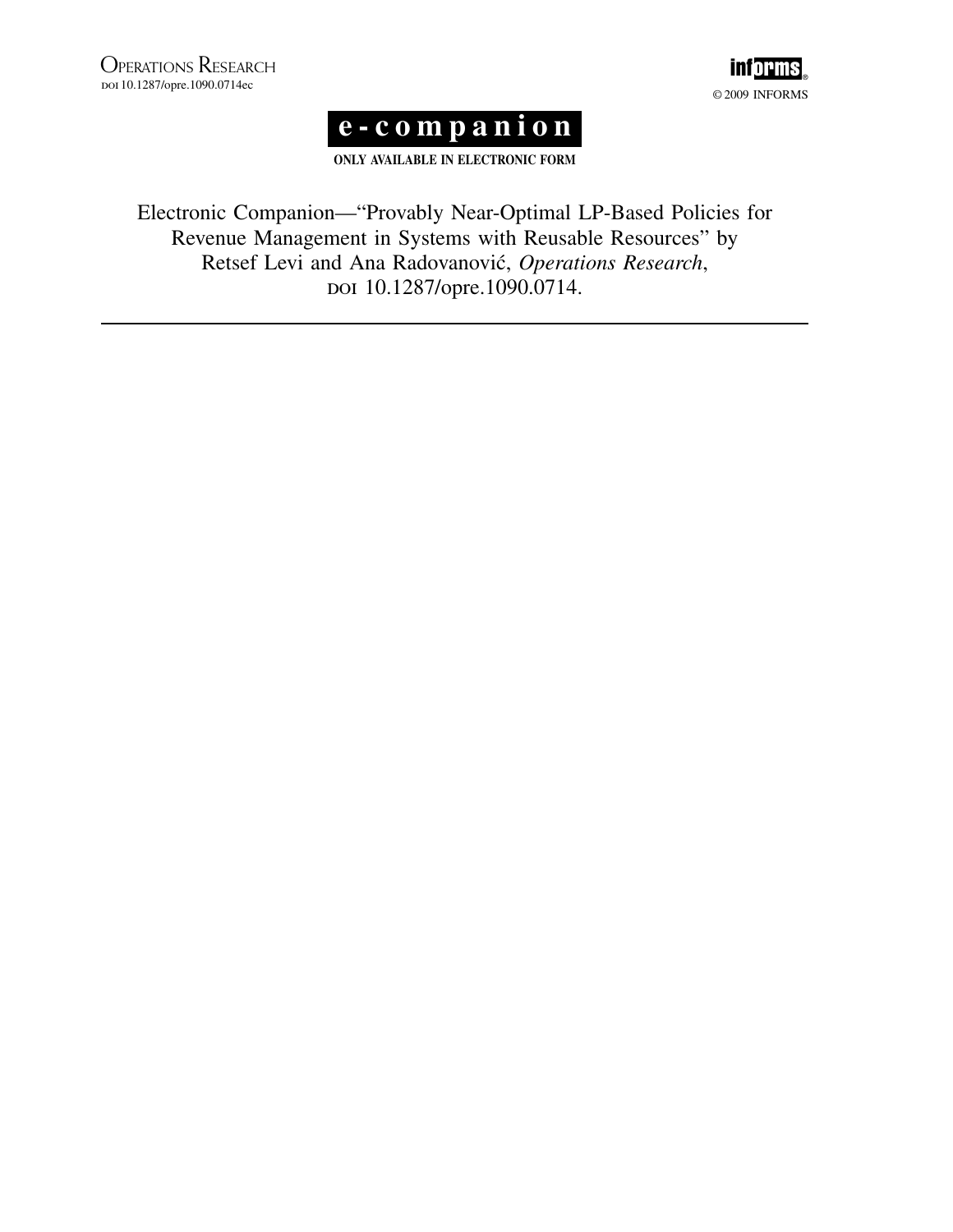OPERATIONS RESEARCH
DOI 10.1287/opre.1090.0714ec

© 2009 INFORMS

# e-companion

**ONLY AVAILABLE IN ELECTRONIC FORM**

Electronic Companion—"Provably Near-Optimal LP-Based Policies for Revenue Management in Systems with Reusable Resources" by Retsef Levi and Ana Radovanović, *Operations Research*, DOI 10.1287/opre.1090.0714.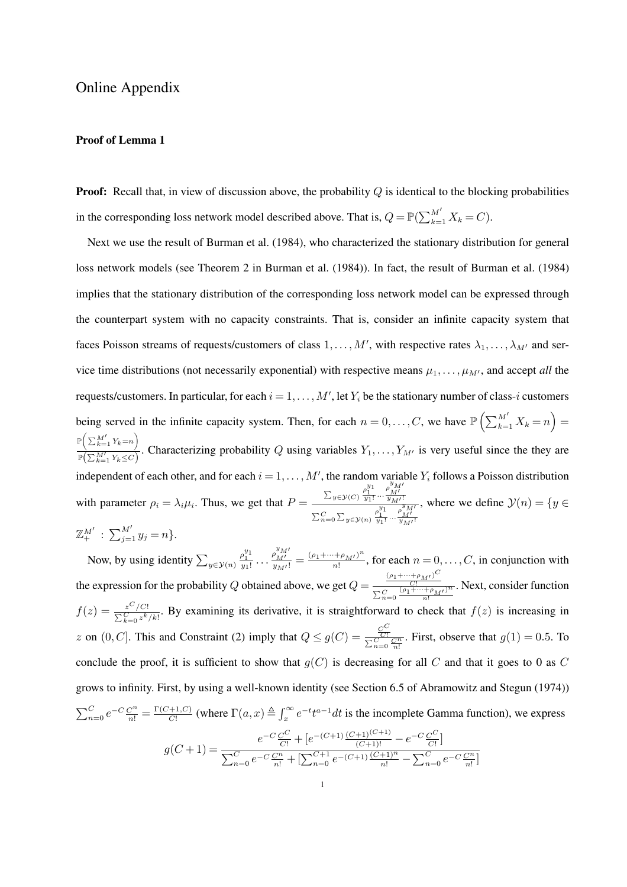# Online Appendix

**Proof of Lemma 1**

**Proof:** Recall that, in view of discussion above, the probability $Q$ is identical to the blocking probabilities in the corresponding loss network model described above. That is, $Q = \mathbb{P}(\sum_{k=1}^{M'} X_k = C)$.

Next we use the result of Burman et al. (1984), who characterized the stationary distribution for general loss network models (see Theorem 2 in Burman et al. (1984)). In fact, the result of Burman et al. (1984) implies that the stationary distribution of the corresponding loss network model can be expressed through the counterpart system with no capacity constraints. That is, consider an infinite capacity system that faces Poisson streams of requests/customers of class $1, \ldots, M'$, with respective rates $\lambda_1, \ldots, \lambda_{M'}$ and service time distributions (not necessarily exponential) with respective means $\mu_1, \ldots, \mu_{M'}$, and accept *all* the requests/customers. In particular, for each $i = 1, \ldots, M'$, let $Y_i$ be the stationary number of class-$i$ customers being served in the infinite capacity system. Then, for each $n = 0, \ldots, C$, we have $\mathbb{P}\left(\sum_{k=1}^{M'} X_k = n\right) = \frac{\mathbb{P}\left(\sum_{k=1}^{M'} Y_k = n\right)}{\mathbb{P}\left(\sum_{k=1}^{M'} Y_k \leq C\right)}$. Characterizing probability $Q$ using variables $Y_1, \ldots, Y_{M'}$ is very useful since the they are independent of each other, and for each $i = 1, \ldots, M'$, the random variable $Y_i$ follows a Poisson distribution with parameter $\rho_i = \lambda_i \mu_i$. Thus, we get that $P = \frac{\sum_{y \in \mathcal{Y}(C)} \frac{\rho_1^{y_1}}{y_1!} \cdots \frac{\rho_{M'}^{y_{M'}}}{y_{M'}!}}{\sum_{n=0}^{C} \sum_{y \in \mathcal{Y}(n)} \frac{\rho_1^{y_1}}{y_1!} \cdots \frac{\rho_{M'}^{y_{M'}}}{y_{M'}!}}$, where we define $\mathcal{Y}(n) = \{y \in \mathbb{Z}_+^{M'} \ : \ \sum_{j=1}^{M'} y_j = n\}$.

Now, by using identity $\sum_{y \in \mathcal{Y}(n)} \frac{\rho_1^{y_1}}{y_1!} \cdots \frac{\rho_{M'}^{y_{M'}}}{y_{M'}!} = \frac{(\rho_1 + \cdots + \rho_{M'})^n}{n!}$, for each $n = 0, \ldots, C$, in conjunction with the expression for the probability $Q$ obtained above, we get $Q = \frac{\frac{(\rho_1 + \cdots + \rho_{M'})^C}{C!}}{\sum_{n=0}^{C} \frac{(\rho_1 + \cdots + \rho_{M'})^n}{n!}}$. Next, consider function $f(z) = \frac{z^C / C!}{\sum_{k=0}^{C} z^k / k!}$. By examining its derivative, it is straightforward to check that $f(z)$ is increasing in $z$ on $(0, C]$. This and Constraint (2) imply that $Q \leq g(C) = \frac{\frac{C^C}{C!}}{\sum_{n=0}^{C} \frac{C^n}{n!}}$. First, observe that $g(1) = 0.5$. To conclude the proof, it is sufficient to show that $g(C)$ is decreasing for all $C$ and that it goes to 0 as $C$ grows to infinity. First, by using a well-known identity (see Section 6.5 of Abramowitz and Stegun (1974)) $\sum_{n=0}^{C} e^{-C} \frac{C^n}{n!} = \frac{\Gamma(C+1, C)}{C!}$ (where $\Gamma(a, x) \triangleq \int_x^\infty e^{-t} t^{a-1} dt$ is the incomplete Gamma function), we express

$$g(C+1) = \frac{e^{-C} \frac{C^C}{C!} + [e^{-(C+1)} \frac{(C+1)^{(C+1)}}{(C+1)!} - e^{-C} \frac{C^C}{C!}]}{\sum_{n=0}^{C} e^{-C} \frac{C^n}{n!} + [\sum_{n=0}^{C+1} e^{-(C+1)} \frac{(C+1)^n}{n!} - \sum_{n=0}^{C} e^{-C} \frac{C^n}{n!}]}$$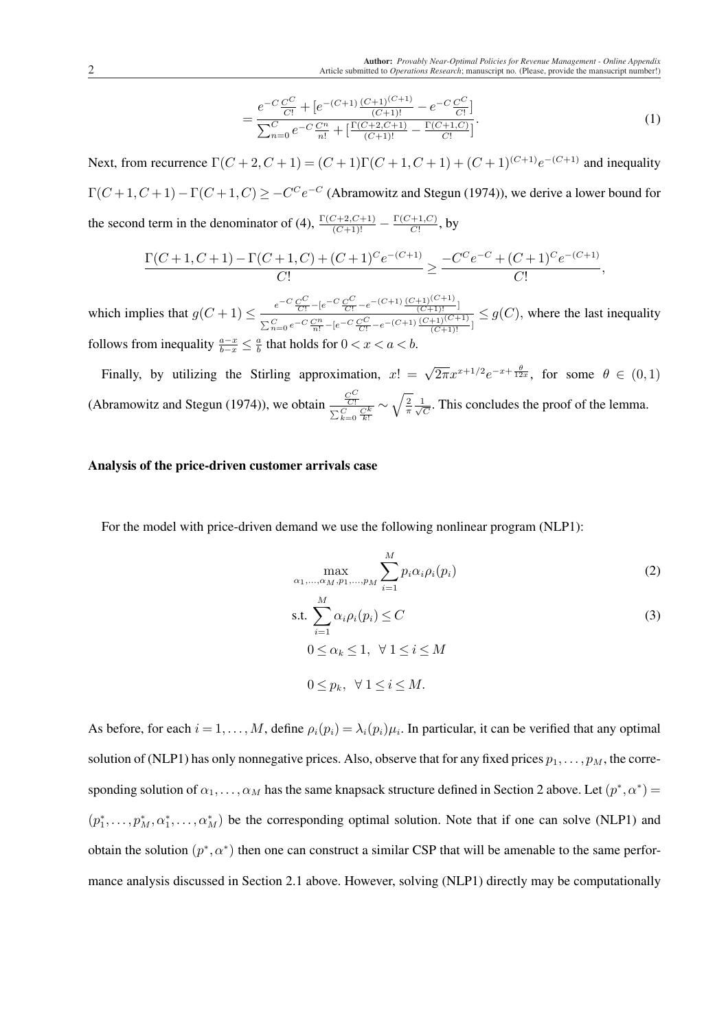$$
= \frac{e^{-C}\frac{C^C}{C!} + [e^{-(C+1)}\frac{(C+1)^{(C+1)}}{(C+1)!} - e^{-C}\frac{C^C}{C!}]}{\sum_{n=0}^{C} e^{-C}\frac{C^n}{n!} + [\frac{\Gamma(C+2,C+1)}{(C+1)!} - \frac{\Gamma(C+1,C)}{C!}]}. \tag{1}
$$

Next, from recurrence $\Gamma(C+2,C+1) = (C+1)\Gamma(C+1,C+1) + (C+1)^{(C+1)}e^{-(C+1)}$ and inequality $\Gamma(C+1,C+1) - \Gamma(C+1,C) \geq -C^C e^{-C}$ (Abramowitz and Stegun (1974)), we derive a lower bound for the second term in the denominator of (4), $\frac{\Gamma(C+2,C+1)}{(C+1)!} - \frac{\Gamma(C+1,C)}{C!}$, by

$$
\frac{\Gamma(C+1,C+1) - \Gamma(C+1,C) + (C+1)^C e^{-(C+1)}}{C!} \geq \frac{-C^C e^{-C} + (C+1)^C e^{-(C+1)}}{C!},
$$

which implies that $g(C+1) \leq \frac{e^{-C}\frac{C^C}{C!} - [e^{-C}\frac{C^C}{C!} - e^{-(C+1)}\frac{(C+1)^{(C+1)}}{(C+1)!}]}{\sum_{n=0}^{C} e^{-C}\frac{C^n}{n!} - [e^{-C}\frac{C^C}{C!} - e^{-(C+1)}\frac{(C+1)^{(C+1)}}{(C+1)!}]} \leq g(C)$, where the last inequality follows from inequality $\frac{a-x}{b-x} \leq \frac{a}{b}$ that holds for $0 < x < a < b$.

Finally, by utilizing the Stirling approximation, $x! = \sqrt{2\pi}x^{x+1/2}e^{-x+\frac{\theta}{12x}}$, for some $\theta \in (0,1)$ (Abramowitz and Stegun (1974)), we obtain $\frac{\frac{C^C}{C!}}{\sum_{k=0}^{C}\frac{C^k}{k!}} \sim \sqrt{\frac{2}{\pi}}\frac{1}{\sqrt{C}}$. This concludes the proof of the lemma.

**Analysis of the price-driven customer arrivals case**

For the model with price-driven demand we use the following nonlinear program (NLP1):

$$
\max_{\alpha_1,\ldots,\alpha_M,p_1,\ldots,p_M} \sum_{i=1}^{M} p_i \alpha_i \rho_i(p_i) \tag{2}
$$

$$
\text{s.t.} \sum_{i=1}^{M} \alpha_i \rho_i(p_i) \leq C \tag{3}
$$

$$
0 \leq \alpha_k \leq 1, \;\; \forall\, 1 \leq i \leq M
$$

$$
0 \leq p_k, \;\; \forall\, 1 \leq i \leq M.
$$

As before, for each $i = 1,\ldots,M$, define $\rho_i(p_i) = \lambda_i(p_i)\mu_i$. In particular, it can be verified that any optimal solution of (NLP1) has only nonnegative prices. Also, observe that for any fixed prices $p_1,\ldots,p_M$, the corresponding solution of $\alpha_1,\ldots,\alpha_M$ has the same knapsack structure defined in Section 2 above. Let $(p^*,\alpha^*) = (p_1^*,\ldots,p_M^*,\alpha_1^*,\ldots,\alpha_M^*)$ be the corresponding optimal solution. Note that if one can solve (NLP1) and obtain the solution $(p^*,\alpha^*)$ then one can construct a similar CSP that will be amenable to the same performance analysis discussed in Section 2.1 above. However, solving (NLP1) directly may be computationally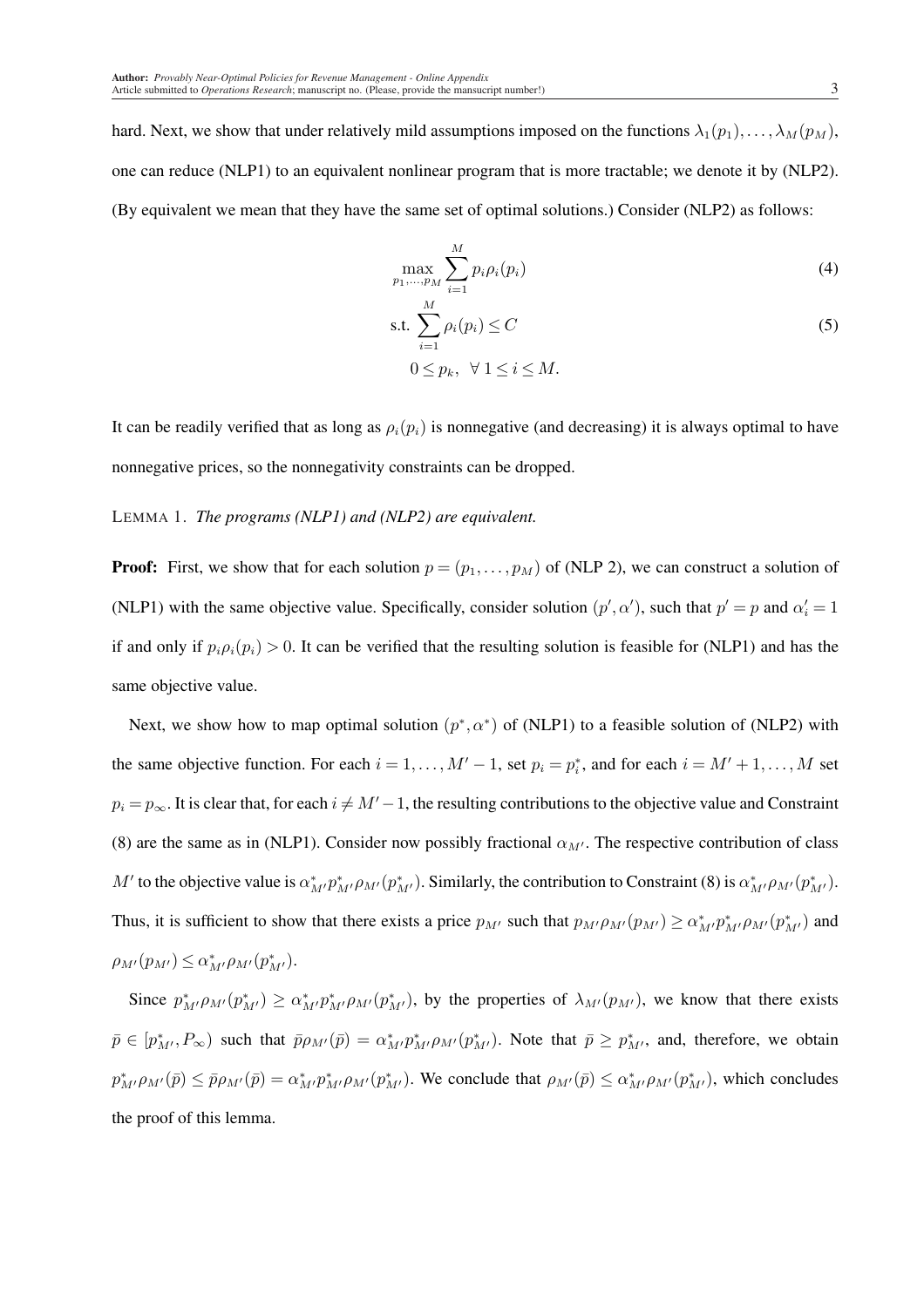hard. Next, we show that under relatively mild assumptions imposed on the functions $\lambda_1(p_1), \ldots, \lambda_M(p_M)$, one can reduce (NLP1) to an equivalent nonlinear program that is more tractable; we denote it by (NLP2). (By equivalent we mean that they have the same set of optimal solutions.) Consider (NLP2) as follows:

$$\max_{p_1,\ldots,p_M} \sum_{i=1}^{M} p_i \rho_i(p_i) \tag{4}$$

$$\text{s.t.} \sum_{i=1}^{M} \rho_i(p_i) \leq C \tag{5}$$

$$0 \leq p_k, \;\; \forall\, 1 \leq i \leq M.$$

It can be readily verified that as long as $\rho_i(p_i)$ is nonnegative (and decreasing) it is always optimal to have nonnegative prices, so the nonnegativity constraints can be dropped.

LEMMA 1. *The programs (NLP1) and (NLP2) are equivalent.*

**Proof:** First, we show that for each solution $p = (p_1, \ldots, p_M)$ of (NLP 2), we can construct a solution of (NLP1) with the same objective value. Specifically, consider solution $(p', \alpha')$, such that $p' = p$ and $\alpha'_i = 1$ if and only if $p_i \rho_i(p_i) > 0$. It can be verified that the resulting solution is feasible for (NLP1) and has the same objective value.

Next, we show how to map optimal solution $(p^*, \alpha^*)$ of (NLP1) to a feasible solution of (NLP2) with the same objective function. For each $i = 1, \ldots, M' - 1$, set $p_i = p_i^*$, and for each $i = M' + 1, \ldots, M$ set $p_i = p_\infty$. It is clear that, for each $i \neq M' - 1$, the resulting contributions to the objective value and Constraint (8) are the same as in (NLP1). Consider now possibly fractional $\alpha_{M'}$. The respective contribution of class $M'$ to the objective value is $\alpha^*_{M'} p^*_{M'} \rho_{M'}(p^*_{M'})$. Similarly, the contribution to Constraint (8) is $\alpha^*_{M'} \rho_{M'}(p^*_{M'})$. Thus, it is sufficient to show that there exists a price $p_{M'}$ such that $p_{M'} \rho_{M'}(p_{M'}) \geq \alpha^*_{M'} p^*_{M'} \rho_{M'}(p^*_{M'})$ and $\rho_{M'}(p_{M'}) \leq \alpha^*_{M'} \rho_{M'}(p^*_{M'})$.

Since $p^*_{M'} \rho_{M'}(p^*_{M'}) \geq \alpha^*_{M'} p^*_{M'} \rho_{M'}(p^*_{M'})$, by the properties of $\lambda_{M'}(p_{M'})$, we know that there exists $\bar{p} \in [p^*_{M'}, P_\infty)$ such that $\bar{p} \rho_{M'}(\bar{p}) = \alpha^*_{M'} p^*_{M'} \rho_{M'}(p^*_{M'})$. Note that $\bar{p} \geq p^*_{M'}$, and, therefore, we obtain $p^*_{M'} \rho_{M'}(\bar{p}) \leq \bar{p} \rho_{M'}(\bar{p}) = \alpha^*_{M'} p^*_{M'} \rho_{M'}(p^*_{M'})$. We conclude that $\rho_{M'}(\bar{p}) \leq \alpha^*_{M'} \rho_{M'}(p^*_{M'})$, which concludes the proof of this lemma.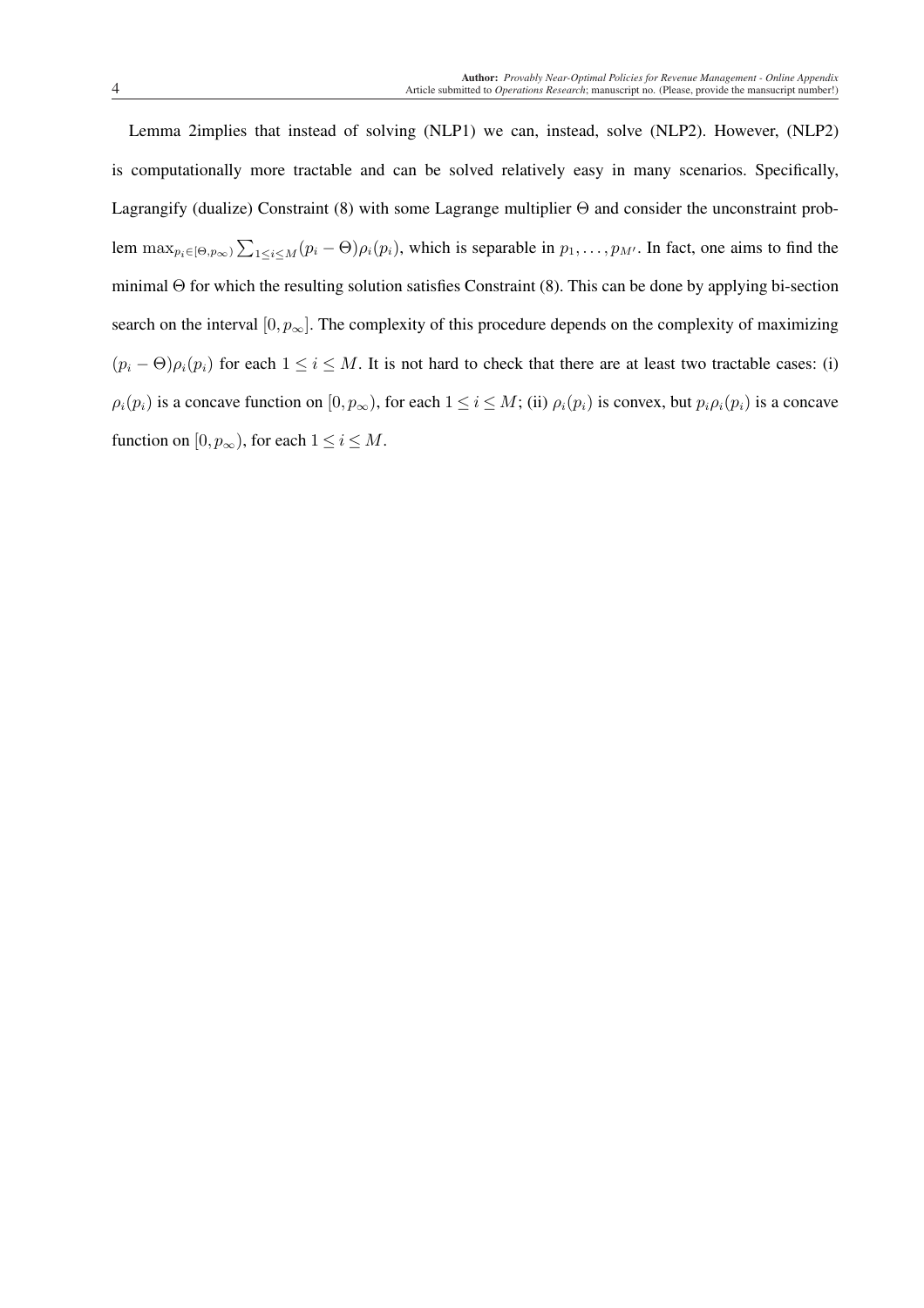Lemma 2implies that instead of solving (NLP1) we can, instead, solve (NLP2). However, (NLP2) is computationally more tractable and can be solved relatively easy in many scenarios. Specifically, Lagrangify (dualize) Constraint (8) with some Lagrange multiplier $\Theta$ and consider the unconstraint problem $\max_{p_i \in [\Theta, p_\infty)} \sum_{1 \leq i \leq M} (p_i - \Theta)\rho_i(p_i)$, which is separable in $p_1, \ldots, p_{M'}$. In fact, one aims to find the minimal $\Theta$ for which the resulting solution satisfies Constraint (8). This can be done by applying bi-section search on the interval $[0, p_\infty]$. The complexity of this procedure depends on the complexity of maximizing $(p_i - \Theta)\rho_i(p_i)$ for each $1 \leq i \leq M$. It is not hard to check that there are at least two tractable cases: (i) $\rho_i(p_i)$ is a concave function on $[0, p_\infty)$, for each $1 \leq i \leq M$; (ii) $\rho_i(p_i)$ is convex, but $p_i \rho_i(p_i)$ is a concave function on $[0, p_\infty)$, for each $1 \leq i \leq M$.